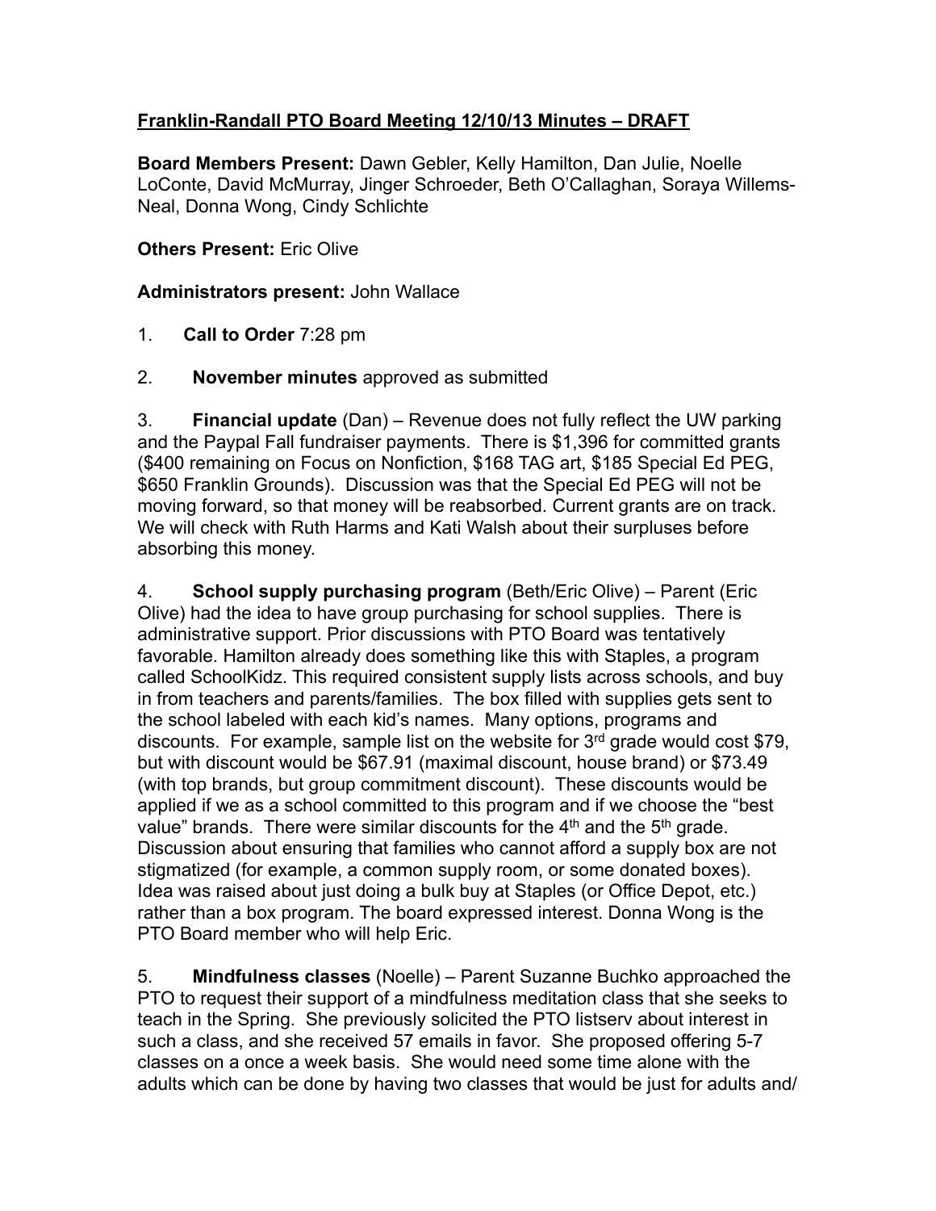**Franklin-Randall PTO Board Meeting 12/10/13 Minutes – DRAFT**

**Board Members Present:** Dawn Gebler, Kelly Hamilton, Dan Julie, Noelle LoConte, David McMurray, Jinger Schroeder, Beth O'Callaghan, Soraya Willems-Neal, Donna Wong, Cindy Schlichte

**Others Present:** Eric Olive

**Administrators present:** John Wallace

1. **Call to Order** 7:28 pm

2. **November minutes** approved as submitted

3. **Financial update** (Dan) – Revenue does not fully reflect the UW parking and the Paypal Fall fundraiser payments. There is $1,396 for committed grants ($400 remaining on Focus on Nonfiction, $168 TAG art, $185 Special Ed PEG, $650 Franklin Grounds). Discussion was that the Special Ed PEG will not be moving forward, so that money will be reabsorbed. Current grants are on track. We will check with Ruth Harms and Kati Walsh about their surpluses before absorbing this money.

4. **School supply purchasing program** (Beth/Eric Olive) – Parent (Eric Olive) had the idea to have group purchasing for school supplies. There is administrative support. Prior discussions with PTO Board was tentatively favorable. Hamilton already does something like this with Staples, a program called SchoolKidz. This required consistent supply lists across schools, and buy in from teachers and parents/families. The box filled with supplies gets sent to the school labeled with each kid's names. Many options, programs and discounts. For example, sample list on the website for 3rd grade would cost $79, but with discount would be $67.91 (maximal discount, house brand) or $73.49 (with top brands, but group commitment discount). These discounts would be applied if we as a school committed to this program and if we choose the "best value" brands. There were similar discounts for the 4th and the 5th grade. Discussion about ensuring that families who cannot afford a supply box are not stigmatized (for example, a common supply room, or some donated boxes). Idea was raised about just doing a bulk buy at Staples (or Office Depot, etc.) rather than a box program. The board expressed interest. Donna Wong is the PTO Board member who will help Eric.

5. **Mindfulness classes** (Noelle) – Parent Suzanne Buchko approached the PTO to request their support of a mindfulness meditation class that she seeks to teach in the Spring. She previously solicited the PTO listserv about interest in such a class, and she received 57 emails in favor. She proposed offering 5-7 classes on a once a week basis. She would need some time alone with the adults which can be done by having two classes that would be just for adults and/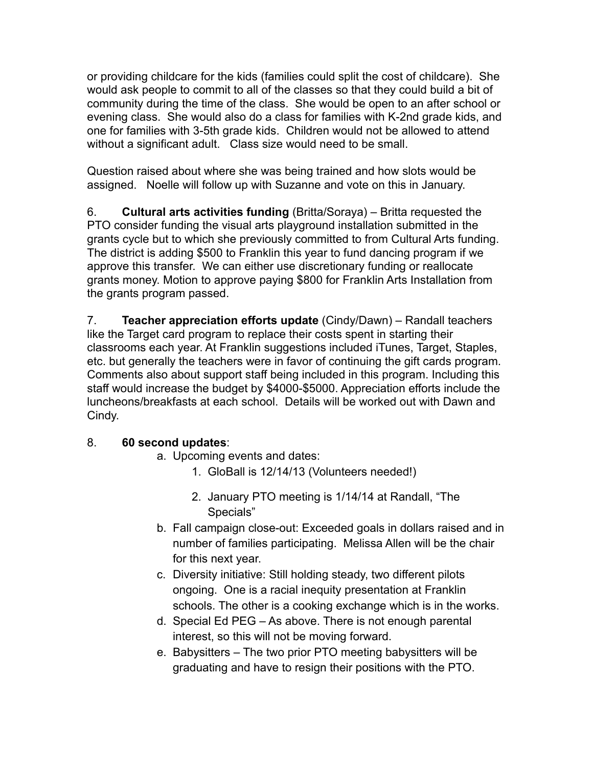or providing childcare for the kids (families could split the cost of childcare). She would ask people to commit to all of the classes so that they could build a bit of community during the time of the class. She would be open to an after school or evening class. She would also do a class for families with K-2nd grade kids, and one for families with 3-5th grade kids. Children would not be allowed to attend without a significant adult. Class size would need to be small.

Question raised about where she was being trained and how slots would be assigned. Noelle will follow up with Suzanne and vote on this in January.

6. **Cultural arts activities funding** (Britta/Soraya) – Britta requested the PTO consider funding the visual arts playground installation submitted in the grants cycle but to which she previously committed to from Cultural Arts funding. The district is adding $500 to Franklin this year to fund dancing program if we approve this transfer. We can either use discretionary funding or reallocate grants money. Motion to approve paying $800 for Franklin Arts Installation from the grants program passed.

7. **Teacher appreciation efforts update** (Cindy/Dawn) – Randall teachers like the Target card program to replace their costs spent in starting their classrooms each year. At Franklin suggestions included iTunes, Target, Staples, etc. but generally the teachers were in favor of continuing the gift cards program. Comments also about support staff being included in this program. Including this staff would increase the budget by $4000-$5000. Appreciation efforts include the luncheons/breakfasts at each school. Details will be worked out with Dawn and Cindy.

8. **60 second updates**:

   a. Upcoming events and dates:
      1. GloBall is 12/14/13 (Volunteers needed!)
      2. January PTO meeting is 1/14/14 at Randall, "The Specials"

   b. Fall campaign close-out: Exceeded goals in dollars raised and in number of families participating. Melissa Allen will be the chair for this next year.

   c. Diversity initiative: Still holding steady, two different pilots ongoing. One is a racial inequity presentation at Franklin schools. The other is a cooking exchange which is in the works.

   d. Special Ed PEG – As above. There is not enough parental interest, so this will not be moving forward.

   e. Babysitters – The two prior PTO meeting babysitters will be graduating and have to resign their positions with the PTO.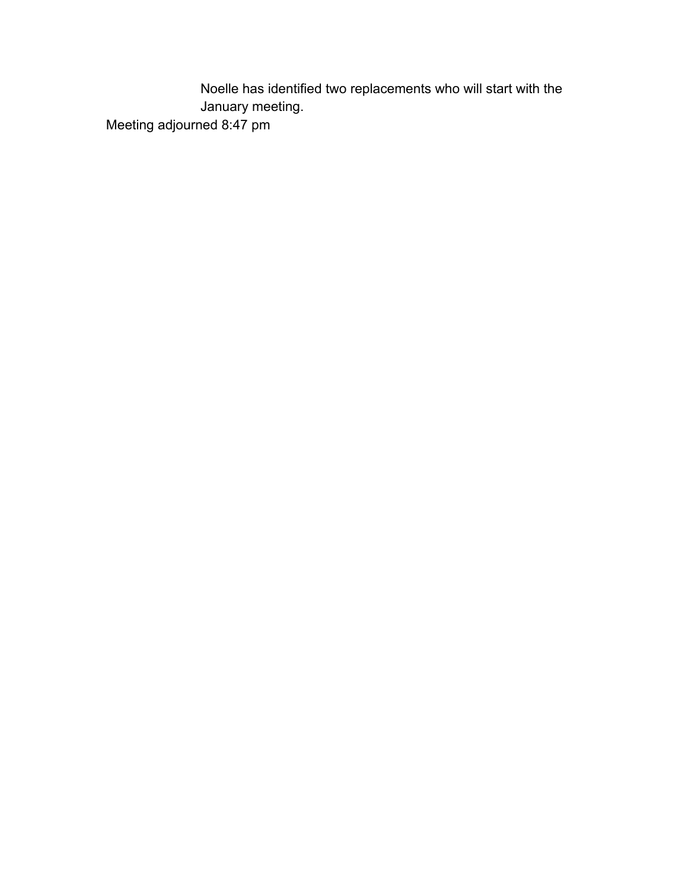Noelle has identified two replacements who will start with the January meeting.

Meeting adjourned 8:47 pm